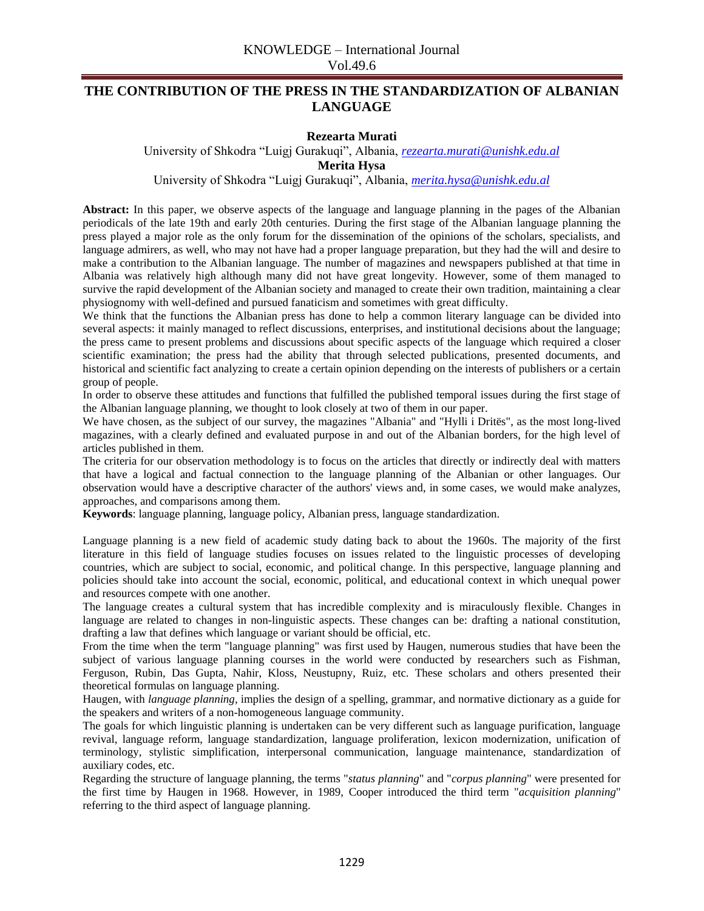# THE CONTRIBUTION OF THE PRESS IN THE STANDARDIZATION OF ALBANIAN LANGUAGE

**Rezearta Murati**

University of Shkodra "Luigj Gurakuqi", Albania, *rezearta.murati@unishk.edu.al*

**Merita Hysa**

University of Shkodra "Luigj Gurakuqi", Albania, *merita.hysa@unishk.edu.al*

**Abstract:** In this paper, we observe aspects of the language and language planning in the pages of the Albanian periodicals of the late 19th and early 20th centuries. During the first stage of the Albanian language planning the press played a major role as the only forum for the dissemination of the opinions of the scholars, specialists, and language admirers, as well, who may not have had a proper language preparation, but they had the will and desire to make a contribution to the Albanian language. The number of magazines and newspapers published at that time in Albania was relatively high although many did not have great longevity. However, some of them managed to survive the rapid development of the Albanian society and managed to create their own tradition, maintaining a clear physiognomy with well-defined and pursued fanaticism and sometimes with great difficulty.

We think that the functions the Albanian press has done to help a common literary language can be divided into several aspects: it mainly managed to reflect discussions, enterprises, and institutional decisions about the language; the press came to present problems and discussions about specific aspects of the language which required a closer scientific examination; the press had the ability that through selected publications, presented documents, and historical and scientific fact analyzing to create a certain opinion depending on the interests of publishers or a certain group of people.

In order to observe these attitudes and functions that fulfilled the published temporal issues during the first stage of the Albanian language planning, we thought to look closely at two of them in our paper.

We have chosen, as the subject of our survey, the magazines "Albania" and "Hylli i Dritës", as the most long-lived magazines, with a clearly defined and evaluated purpose in and out of the Albanian borders, for the high level of articles published in them.

The criteria for our observation methodology is to focus on the articles that directly or indirectly deal with matters that have a logical and factual connection to the language planning of the Albanian or other languages. Our observation would have a descriptive character of the authors' views and, in some cases, we would make analyzes, approaches, and comparisons among them.

**Keywords**: language planning, language policy, Albanian press, language standardization.

Language planning is a new field of academic study dating back to about the 1960s. The majority of the first literature in this field of language studies focuses on issues related to the linguistic processes of developing countries, which are subject to social, economic, and political change. In this perspective, language planning and policies should take into account the social, economic, political, and educational context in which unequal power and resources compete with one another.

The language creates a cultural system that has incredible complexity and is miraculously flexible. Changes in language are related to changes in non-linguistic aspects. These changes can be: drafting a national constitution, drafting a law that defines which language or variant should be official, etc.

From the time when the term "language planning" was first used by Haugen, numerous studies that have been the subject of various language planning courses in the world were conducted by researchers such as Fishman, Ferguson, Rubin, Das Gupta, Nahir, Kloss, Neustupny, Ruiz, etc. These scholars and others presented their theoretical formulas on language planning.

Haugen, with *language planning*, implies the design of a spelling, grammar, and normative dictionary as a guide for the speakers and writers of a non-homogeneous language community.

The goals for which linguistic planning is undertaken can be very different such as language purification, language revival, language reform, language standardization, language proliferation, lexicon modernization, unification of terminology, stylistic simplification, interpersonal communication, language maintenance, standardization of auxiliary codes, etc.

Regarding the structure of language planning, the terms "*status planning*" and "*corpus planning*" were presented for the first time by Haugen in 1968. However, in 1989, Cooper introduced the third term "*acquisition planning*" referring to the third aspect of language planning.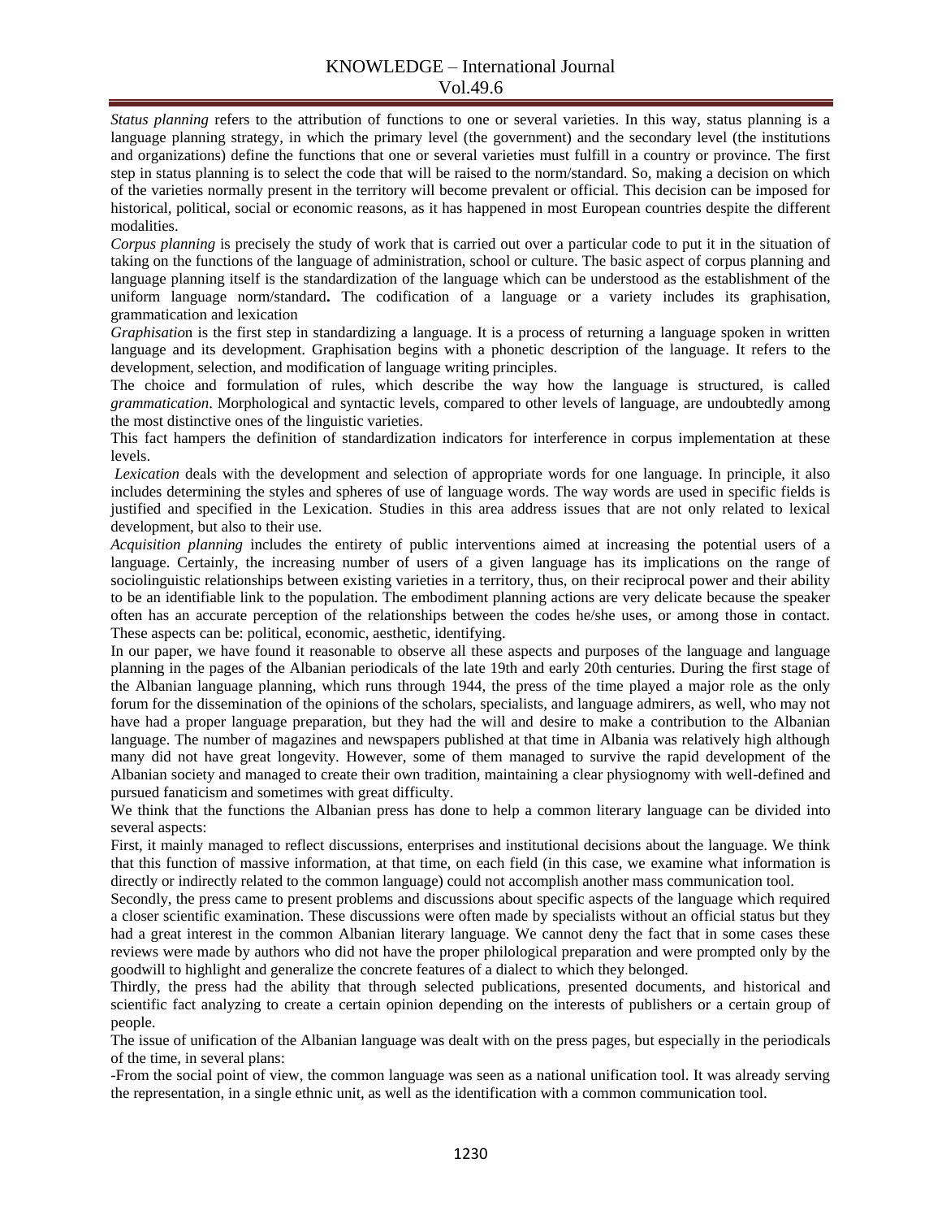*Status planning* refers to the attribution of functions to one or several varieties. In this way, status planning is a language planning strategy, in which the primary level (the government) and the secondary level (the institutions and organizations) define the functions that one or several varieties must fulfill in a country or province. The first step in status planning is to select the code that will be raised to the norm/standard. So, making a decision on which of the varieties normally present in the territory will become prevalent or official. This decision can be imposed for historical, political, social or economic reasons, as it has happened in most European countries despite the different modalities.

*Corpus planning* is precisely the study of work that is carried out over a particular code to put it in the situation of taking on the functions of the language of administration, school or culture. The basic aspect of corpus planning and language planning itself is the standardization of the language which can be understood as the establishment of the uniform language norm/standard**.** The codification of a language or a variety includes its graphisation, grammatication and lexication

*Graphisatio*n is the first step in standardizing a language. It is a process of returning a language spoken in written language and its development. Graphisation begins with a phonetic description of the language. It refers to the development, selection, and modification of language writing principles.

The choice and formulation of rules, which describe the way how the language is structured, is called *grammatication*. Morphological and syntactic levels, compared to other levels of language, are undoubtedly among the most distinctive ones of the linguistic varieties.

This fact hampers the definition of standardization indicators for interference in corpus implementation at these levels.

*Lexication* deals with the development and selection of appropriate words for one language. In principle, it also includes determining the styles and spheres of use of language words. The way words are used in specific fields is justified and specified in the Lexication. Studies in this area address issues that are not only related to lexical development, but also to their use.

*Acquisition planning* includes the entirety of public interventions aimed at increasing the potential users of a language. Certainly, the increasing number of users of a given language has its implications on the range of sociolinguistic relationships between existing varieties in a territory, thus, on their reciprocal power and their ability to be an identifiable link to the population. The embodiment planning actions are very delicate because the speaker often has an accurate perception of the relationships between the codes he/she uses, or among those in contact. These aspects can be: political, economic, aesthetic, identifying.

In our paper, we have found it reasonable to observe all these aspects and purposes of the language and language planning in the pages of the Albanian periodicals of the late 19th and early 20th centuries. During the first stage of the Albanian language planning, which runs through 1944, the press of the time played a major role as the only forum for the dissemination of the opinions of the scholars, specialists, and language admirers, as well, who may not have had a proper language preparation, but they had the will and desire to make a contribution to the Albanian language. The number of magazines and newspapers published at that time in Albania was relatively high although many did not have great longevity. However, some of them managed to survive the rapid development of the Albanian society and managed to create their own tradition, maintaining a clear physiognomy with well-defined and pursued fanaticism and sometimes with great difficulty.

We think that the functions the Albanian press has done to help a common literary language can be divided into several aspects:

First, it mainly managed to reflect discussions, enterprises and institutional decisions about the language. We think that this function of massive information, at that time, on each field (in this case, we examine what information is directly or indirectly related to the common language) could not accomplish another mass communication tool.

Secondly, the press came to present problems and discussions about specific aspects of the language which required a closer scientific examination. These discussions were often made by specialists without an official status but they had a great interest in the common Albanian literary language. We cannot deny the fact that in some cases these reviews were made by authors who did not have the proper philological preparation and were prompted only by the goodwill to highlight and generalize the concrete features of a dialect to which they belonged.

Thirdly, the press had the ability that through selected publications, presented documents, and historical and scientific fact analyzing to create a certain opinion depending on the interests of publishers or a certain group of people.

The issue of unification of the Albanian language was dealt with on the press pages, but especially in the periodicals of the time, in several plans:

-From the social point of view, the common language was seen as a national unification tool. It was already serving the representation, in a single ethnic unit, as well as the identification with a common communication tool.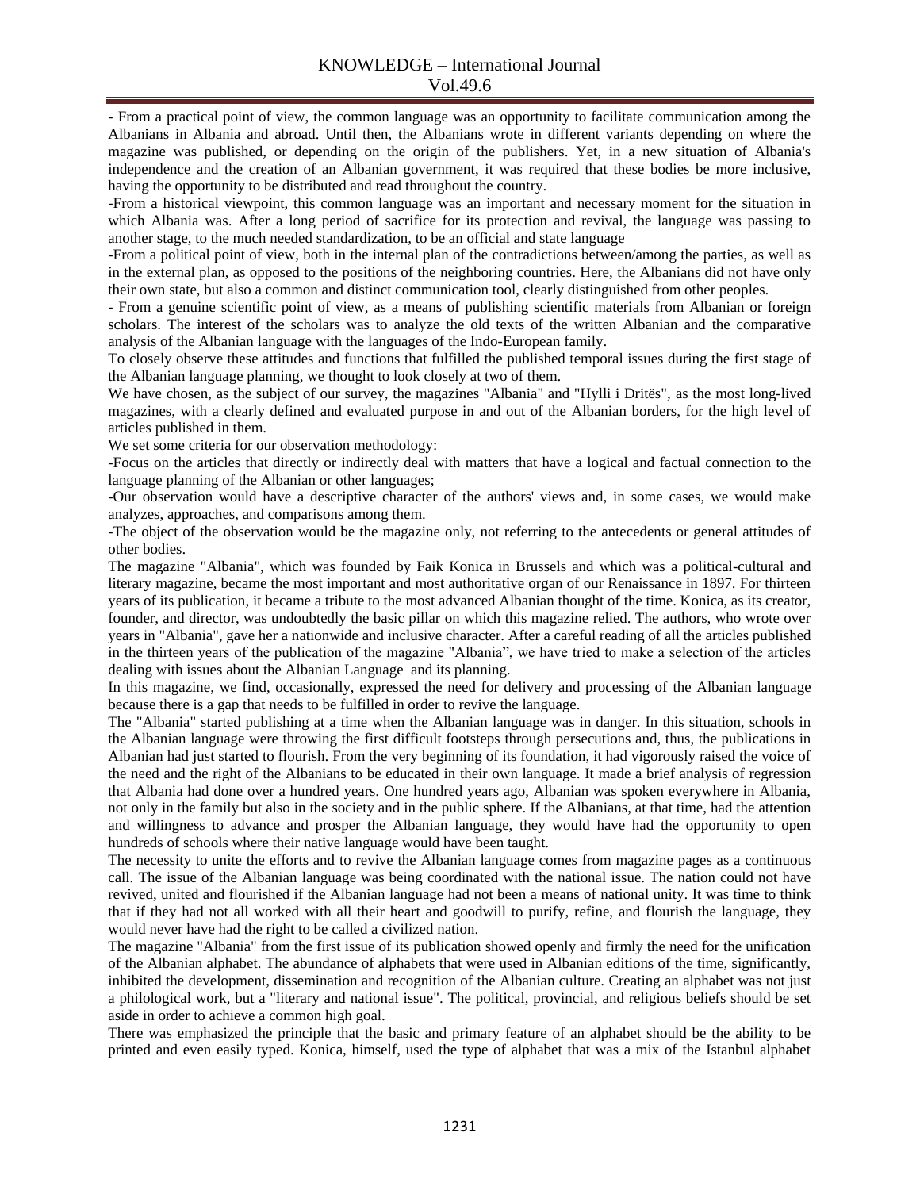- From a practical point of view, the common language was an opportunity to facilitate communication among the Albanians in Albania and abroad. Until then, the Albanians wrote in different variants depending on where the magazine was published, or depending on the origin of the publishers. Yet, in a new situation of Albania's independence and the creation of an Albanian government, it was required that these bodies be more inclusive, having the opportunity to be distributed and read throughout the country.

-From a historical viewpoint, this common language was an important and necessary moment for the situation in which Albania was. After a long period of sacrifice for its protection and revival, the language was passing to another stage, to the much needed standardization, to be an official and state language

-From a political point of view, both in the internal plan of the contradictions between/among the parties, as well as in the external plan, as opposed to the positions of the neighboring countries. Here, the Albanians did not have only their own state, but also a common and distinct communication tool, clearly distinguished from other peoples.

- From a genuine scientific point of view, as a means of publishing scientific materials from Albanian or foreign scholars. The interest of the scholars was to analyze the old texts of the written Albanian and the comparative analysis of the Albanian language with the languages of the Indo-European family.

To closely observe these attitudes and functions that fulfilled the published temporal issues during the first stage of the Albanian language planning, we thought to look closely at two of them.

We have chosen, as the subject of our survey, the magazines "Albania" and "Hylli i Dritës", as the most long-lived magazines, with a clearly defined and evaluated purpose in and out of the Albanian borders, for the high level of articles published in them.

We set some criteria for our observation methodology:

-Focus on the articles that directly or indirectly deal with matters that have a logical and factual connection to the language planning of the Albanian or other languages;

-Our observation would have a descriptive character of the authors' views and, in some cases, we would make analyzes, approaches, and comparisons among them.

-The object of the observation would be the magazine only, not referring to the antecedents or general attitudes of other bodies.

The magazine "Albania", which was founded by Faik Konica in Brussels and which was a political-cultural and literary magazine, became the most important and most authoritative organ of our Renaissance in 1897. For thirteen years of its publication, it became a tribute to the most advanced Albanian thought of the time. Konica, as its creator, founder, and director, was undoubtedly the basic pillar on which this magazine relied. The authors, who wrote over years in "Albania", gave her a nationwide and inclusive character. After a careful reading of all the articles published in the thirteen years of the publication of the magazine "Albania", we have tried to make a selection of the articles dealing with issues about the Albanian Language and its planning.

In this magazine, we find, occasionally, expressed the need for delivery and processing of the Albanian language because there is a gap that needs to be fulfilled in order to revive the language.

The "Albania" started publishing at a time when the Albanian language was in danger. In this situation, schools in the Albanian language were throwing the first difficult footsteps through persecutions and, thus, the publications in Albanian had just started to flourish. From the very beginning of its foundation, it had vigorously raised the voice of the need and the right of the Albanians to be educated in their own language. It made a brief analysis of regression that Albania had done over a hundred years. One hundred years ago, Albanian was spoken everywhere in Albania, not only in the family but also in the society and in the public sphere. If the Albanians, at that time, had the attention and willingness to advance and prosper the Albanian language, they would have had the opportunity to open hundreds of schools where their native language would have been taught.

The necessity to unite the efforts and to revive the Albanian language comes from magazine pages as a continuous call. The issue of the Albanian language was being coordinated with the national issue. The nation could not have revived, united and flourished if the Albanian language had not been a means of national unity. It was time to think that if they had not all worked with all their heart and goodwill to purify, refine, and flourish the language, they would never have had the right to be called a civilized nation.

The magazine "Albania" from the first issue of its publication showed openly and firmly the need for the unification of the Albanian alphabet. The abundance of alphabets that were used in Albanian editions of the time, significantly, inhibited the development, dissemination and recognition of the Albanian culture. Creating an alphabet was not just a philological work, but a "literary and national issue". The political, provincial, and religious beliefs should be set aside in order to achieve a common high goal.

There was emphasized the principle that the basic and primary feature of an alphabet should be the ability to be printed and even easily typed. Konica, himself, used the type of alphabet that was a mix of the Istanbul alphabet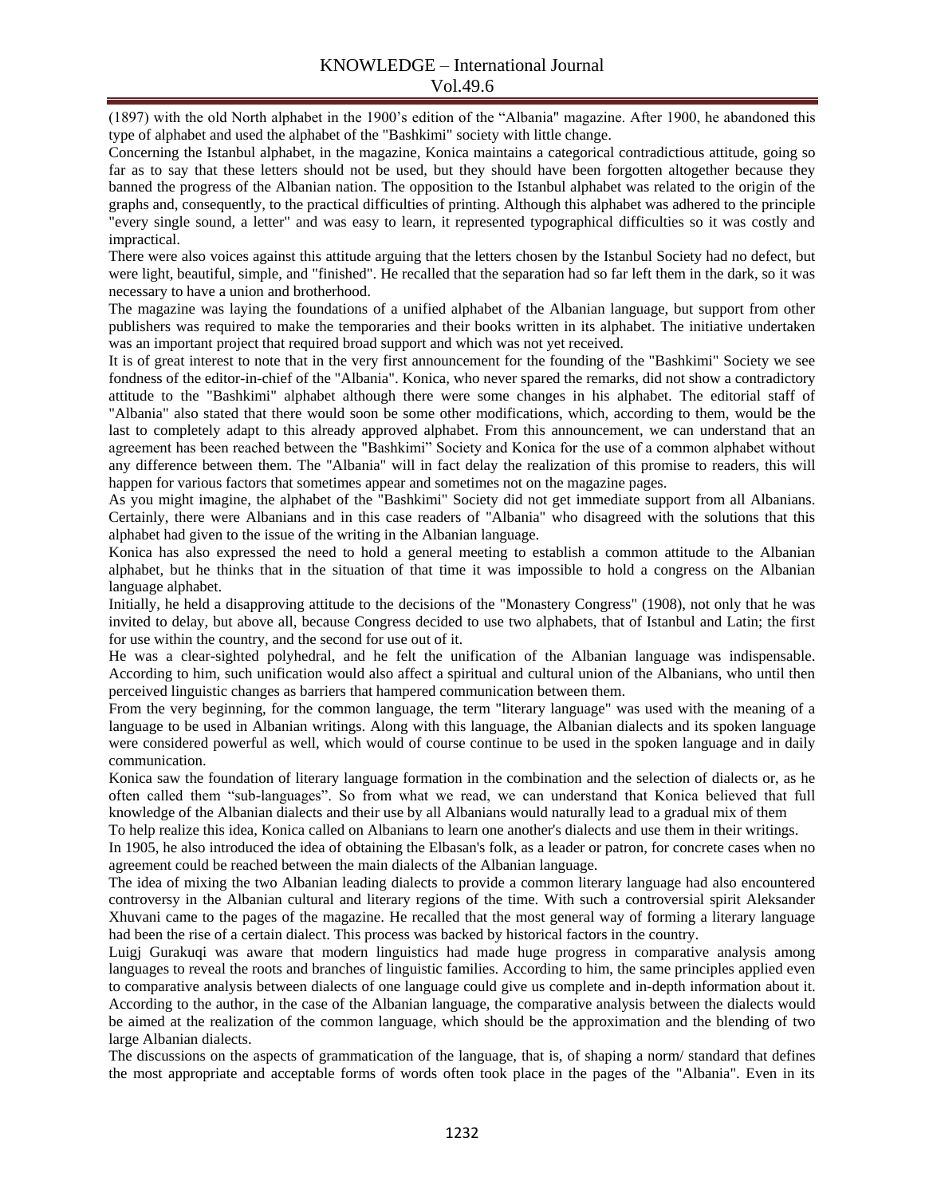(1897) with the old North alphabet in the 1900's edition of the "Albania" magazine. After 1900, he abandoned this type of alphabet and used the alphabet of the "Bashkimi" society with little change.

Concerning the Istanbul alphabet, in the magazine, Konica maintains a categorical contradictious attitude, going so far as to say that these letters should not be used, but they should have been forgotten altogether because they banned the progress of the Albanian nation. The opposition to the Istanbul alphabet was related to the origin of the graphs and, consequently, to the practical difficulties of printing. Although this alphabet was adhered to the principle "every single sound, a letter" and was easy to learn, it represented typographical difficulties so it was costly and impractical.

There were also voices against this attitude arguing that the letters chosen by the Istanbul Society had no defect, but were light, beautiful, simple, and "finished". He recalled that the separation had so far left them in the dark, so it was necessary to have a union and brotherhood.

The magazine was laying the foundations of a unified alphabet of the Albanian language, but support from other publishers was required to make the temporaries and their books written in its alphabet. The initiative undertaken was an important project that required broad support and which was not yet received.

It is of great interest to note that in the very first announcement for the founding of the "Bashkimi" Society we see fondness of the editor-in-chief of the "Albania". Konica, who never spared the remarks, did not show a contradictory attitude to the "Bashkimi" alphabet although there were some changes in his alphabet. The editorial staff of "Albania" also stated that there would soon be some other modifications, which, according to them, would be the last to completely adapt to this already approved alphabet. From this announcement, we can understand that an agreement has been reached between the "Bashkimi" Society and Konica for the use of a common alphabet without any difference between them. The "Albania" will in fact delay the realization of this promise to readers, this will happen for various factors that sometimes appear and sometimes not on the magazine pages.

As you might imagine, the alphabet of the "Bashkimi" Society did not get immediate support from all Albanians. Certainly, there were Albanians and in this case readers of "Albania" who disagreed with the solutions that this alphabet had given to the issue of the writing in the Albanian language.

Konica has also expressed the need to hold a general meeting to establish a common attitude to the Albanian alphabet, but he thinks that in the situation of that time it was impossible to hold a congress on the Albanian language alphabet.

Initially, he held a disapproving attitude to the decisions of the "Monastery Congress" (1908), not only that he was invited to delay, but above all, because Congress decided to use two alphabets, that of Istanbul and Latin; the first for use within the country, and the second for use out of it.

He was a clear-sighted polyhedral, and he felt the unification of the Albanian language was indispensable. According to him, such unification would also affect a spiritual and cultural union of the Albanians, who until then perceived linguistic changes as barriers that hampered communication between them.

From the very beginning, for the common language, the term "literary language" was used with the meaning of a language to be used in Albanian writings. Along with this language, the Albanian dialects and its spoken language were considered powerful as well, which would of course continue to be used in the spoken language and in daily communication.

Konica saw the foundation of literary language formation in the combination and the selection of dialects or, as he often called them "sub-languages". So from what we read, we can understand that Konica believed that full knowledge of the Albanian dialects and their use by all Albanians would naturally lead to a gradual mix of them

To help realize this idea, Konica called on Albanians to learn one another's dialects and use them in their writings.

In 1905, he also introduced the idea of obtaining the Elbasan's folk, as a leader or patron, for concrete cases when no agreement could be reached between the main dialects of the Albanian language.

The idea of mixing the two Albanian leading dialects to provide a common literary language had also encountered controversy in the Albanian cultural and literary regions of the time. With such a controversial spirit Aleksander Xhuvani came to the pages of the magazine. He recalled that the most general way of forming a literary language had been the rise of a certain dialect. This process was backed by historical factors in the country.

Luigj Gurakuqi was aware that modern linguistics had made huge progress in comparative analysis among languages to reveal the roots and branches of linguistic families. According to him, the same principles applied even to comparative analysis between dialects of one language could give us complete and in-depth information about it. According to the author, in the case of the Albanian language, the comparative analysis between the dialects would be aimed at the realization of the common language, which should be the approximation and the blending of two large Albanian dialects.

The discussions on the aspects of grammatication of the language, that is, of shaping a norm/ standard that defines the most appropriate and acceptable forms of words often took place in the pages of the "Albania". Even in its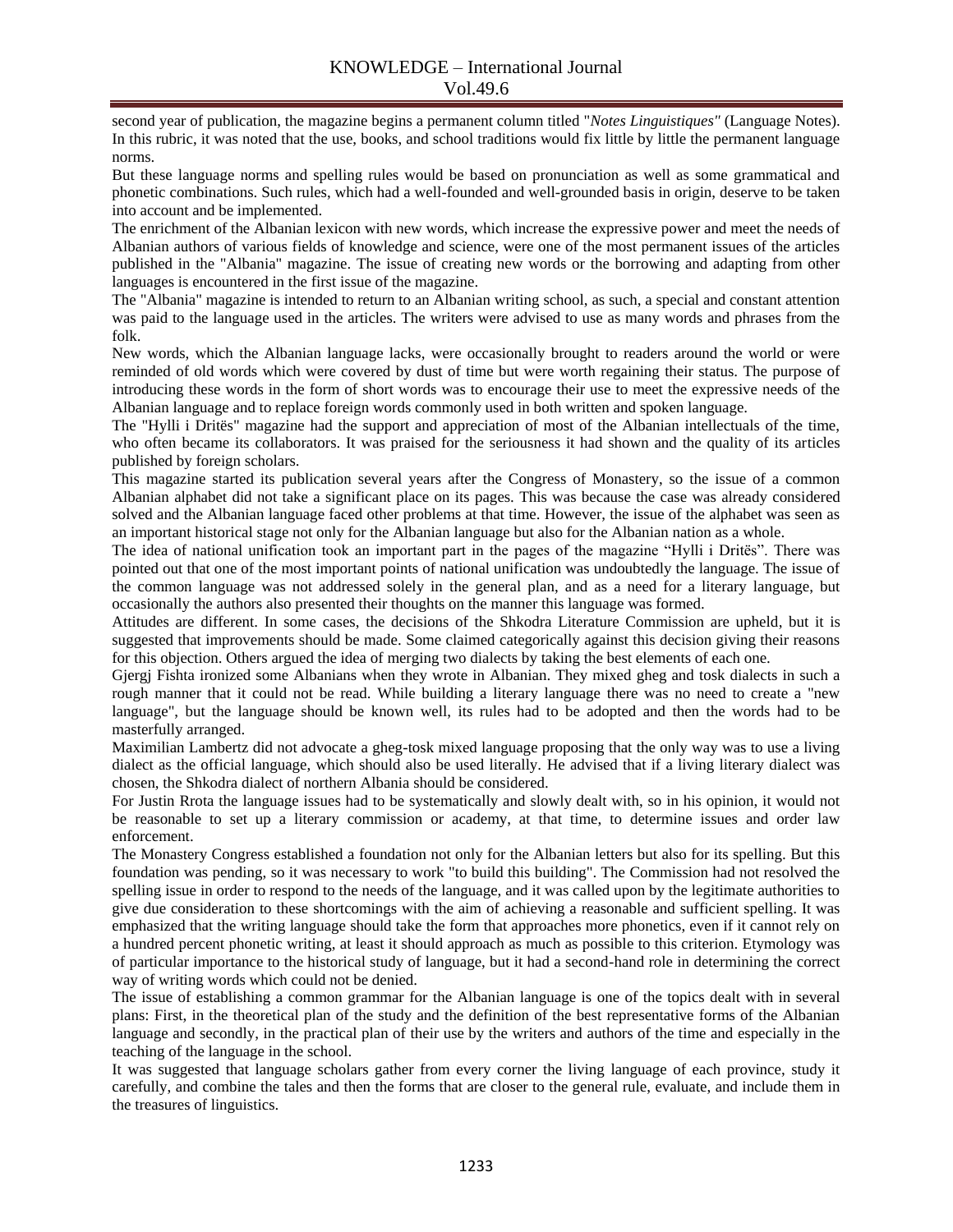second year of publication, the magazine begins a permanent column titled "*Notes Linguistiques"* (Language Notes). In this rubric, it was noted that the use, books, and school traditions would fix little by little the permanent language norms.

But these language norms and spelling rules would be based on pronunciation as well as some grammatical and phonetic combinations. Such rules, which had a well-founded and well-grounded basis in origin, deserve to be taken into account and be implemented.

The enrichment of the Albanian lexicon with new words, which increase the expressive power and meet the needs of Albanian authors of various fields of knowledge and science, were one of the most permanent issues of the articles published in the "Albania" magazine. The issue of creating new words or the borrowing and adapting from other languages is encountered in the first issue of the magazine.

The "Albania" magazine is intended to return to an Albanian writing school, as such, a special and constant attention was paid to the language used in the articles. The writers were advised to use as many words and phrases from the folk.

New words, which the Albanian language lacks, were occasionally brought to readers around the world or were reminded of old words which were covered by dust of time but were worth regaining their status. The purpose of introducing these words in the form of short words was to encourage their use to meet the expressive needs of the Albanian language and to replace foreign words commonly used in both written and spoken language.

The "Hylli i Dritës" magazine had the support and appreciation of most of the Albanian intellectuals of the time, who often became its collaborators. It was praised for the seriousness it had shown and the quality of its articles published by foreign scholars.

This magazine started its publication several years after the Congress of Monastery, so the issue of a common Albanian alphabet did not take a significant place on its pages. This was because the case was already considered solved and the Albanian language faced other problems at that time. However, the issue of the alphabet was seen as an important historical stage not only for the Albanian language but also for the Albanian nation as a whole.

The idea of national unification took an important part in the pages of the magazine "Hylli i Dritës". There was pointed out that one of the most important points of national unification was undoubtedly the language. The issue of the common language was not addressed solely in the general plan, and as a need for a literary language, but occasionally the authors also presented their thoughts on the manner this language was formed.

Attitudes are different. In some cases, the decisions of the Shkodra Literature Commission are upheld, but it is suggested that improvements should be made. Some claimed categorically against this decision giving their reasons for this objection. Others argued the idea of merging two dialects by taking the best elements of each one.

Gjergj Fishta ironized some Albanians when they wrote in Albanian. They mixed gheg and tosk dialects in such a rough manner that it could not be read. While building a literary language there was no need to create a "new language", but the language should be known well, its rules had to be adopted and then the words had to be masterfully arranged.

Maximilian Lambertz did not advocate a gheg-tosk mixed language proposing that the only way was to use a living dialect as the official language, which should also be used literally. He advised that if a living literary dialect was chosen, the Shkodra dialect of northern Albania should be considered.

For Justin Rrota the language issues had to be systematically and slowly dealt with, so in his opinion, it would not be reasonable to set up a literary commission or academy, at that time, to determine issues and order law enforcement.

The Monastery Congress established a foundation not only for the Albanian letters but also for its spelling. But this foundation was pending, so it was necessary to work "to build this building". The Commission had not resolved the spelling issue in order to respond to the needs of the language, and it was called upon by the legitimate authorities to give due consideration to these shortcomings with the aim of achieving a reasonable and sufficient spelling. It was emphasized that the writing language should take the form that approaches more phonetics, even if it cannot rely on a hundred percent phonetic writing, at least it should approach as much as possible to this criterion. Etymology was of particular importance to the historical study of language, but it had a second-hand role in determining the correct way of writing words which could not be denied.

The issue of establishing a common grammar for the Albanian language is one of the topics dealt with in several plans: First, in the theoretical plan of the study and the definition of the best representative forms of the Albanian language and secondly, in the practical plan of their use by the writers and authors of the time and especially in the teaching of the language in the school.

It was suggested that language scholars gather from every corner the living language of each province, study it carefully, and combine the tales and then the forms that are closer to the general rule, evaluate, and include them in the treasures of linguistics.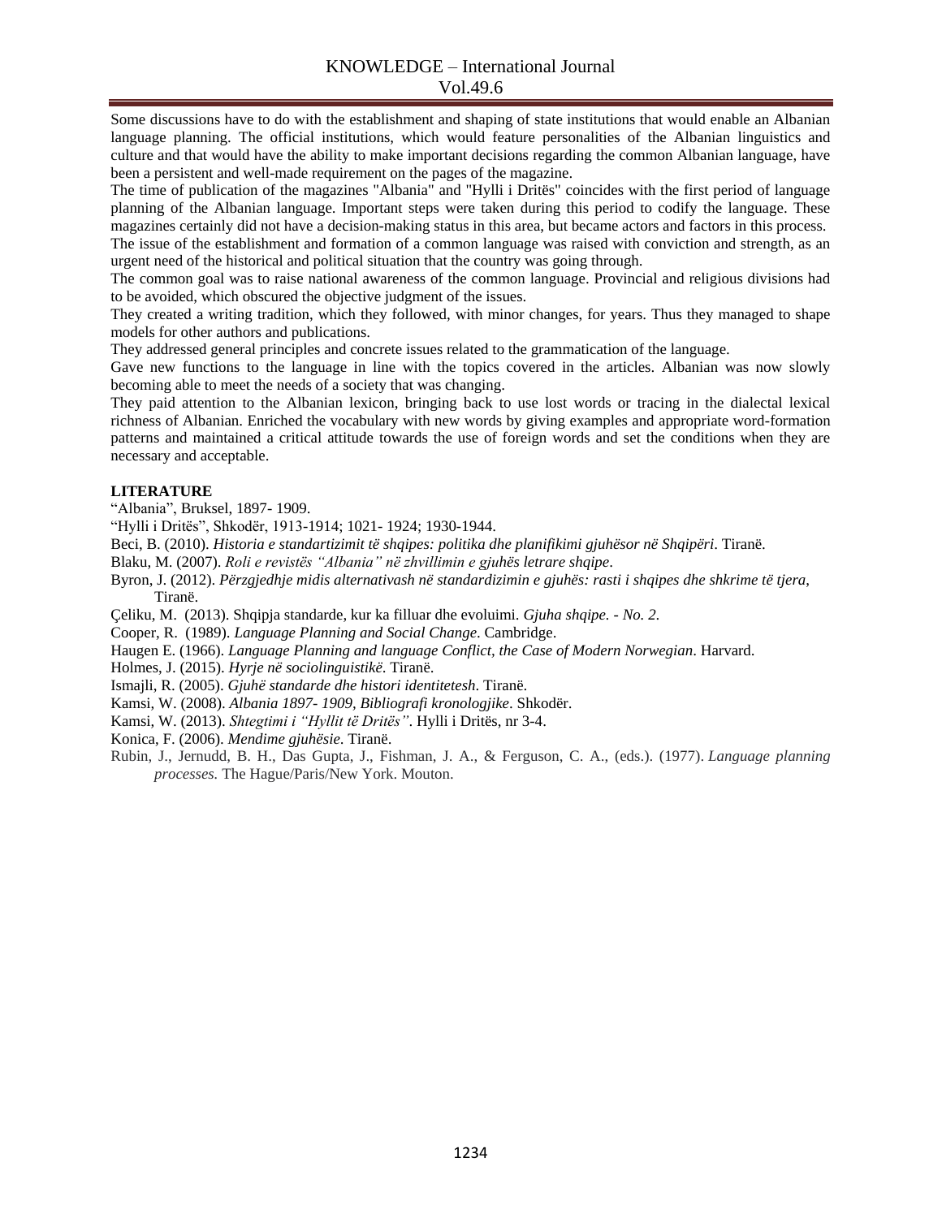Some discussions have to do with the establishment and shaping of state institutions that would enable an Albanian language planning. The official institutions, which would feature personalities of the Albanian linguistics and culture and that would have the ability to make important decisions regarding the common Albanian language, have been a persistent and well-made requirement on the pages of the magazine.

The time of publication of the magazines "Albania" and "Hylli i Dritës" coincides with the first period of language planning of the Albanian language. Important steps were taken during this period to codify the language. These magazines certainly did not have a decision-making status in this area, but became actors and factors in this process.

The issue of the establishment and formation of a common language was raised with conviction and strength, as an urgent need of the historical and political situation that the country was going through.

The common goal was to raise national awareness of the common language. Provincial and religious divisions had to be avoided, which obscured the objective judgment of the issues.

They created a writing tradition, which they followed, with minor changes, for years. Thus they managed to shape models for other authors and publications.

They addressed general principles and concrete issues related to the grammatication of the language.

Gave new functions to the language in line with the topics covered in the articles. Albanian was now slowly becoming able to meet the needs of a society that was changing.

They paid attention to the Albanian lexicon, bringing back to use lost words or tracing in the dialectal lexical richness of Albanian. Enriched the vocabulary with new words by giving examples and appropriate word-formation patterns and maintained a critical attitude towards the use of foreign words and set the conditions when they are necessary and acceptable.

**LITERATURE**

"Albania", Bruksel, 1897- 1909.

"Hylli i Dritës", Shkodër, 1913-1914; 1021- 1924; 1930-1944.

Beci, B. (2010). *Historia e standartizimit të shqipes: politika dhe planifikimi gjuhësor në Shqipëri*. Tiranë.

Blaku, M. (2007). *Roli e revistës "Albania" në zhvillimin e gjuhës letrare shqipe*.

Byron, J. (2012). *Përzgjedhje midis alternativash në standardizimin e gjuhës: rasti i shqipes dhe shkrime të tjera,* Tiranë.

Çeliku, M. (2013). Shqipja standarde, kur ka filluar dhe evoluimi. *Gjuha shqipe. - No. 2*.

Cooper, R. (1989). *Language Planning and Social Change*. Cambridge.

Haugen E. (1966). *Language Planning and language Conflict, the Case of Modern Norwegian*. Harvard.

Holmes, J. (2015). *Hyrje në sociolinguistikë*. Tiranë.

Ismajli, R. (2005). *Gjuhë standarde dhe histori identitetesh*. Tiranë.

Kamsi, W. (2008). *Albania 1897- 1909, Bibliografi kronologjike*. Shkodër.

Kamsi, W. (2013). *Shtegtimi i "Hyllit të Dritës"*. Hylli i Dritës, nr 3-4.

Konica, F. (2006). *Mendime gjuhësie*. Tiranë.

Rubin, J., Jernudd, B. H., Das Gupta, J., Fishman, J. A., & Ferguson, C. A., (eds.). (1977). *Language planning processes.* The Hague/Paris/New York. Mouton.